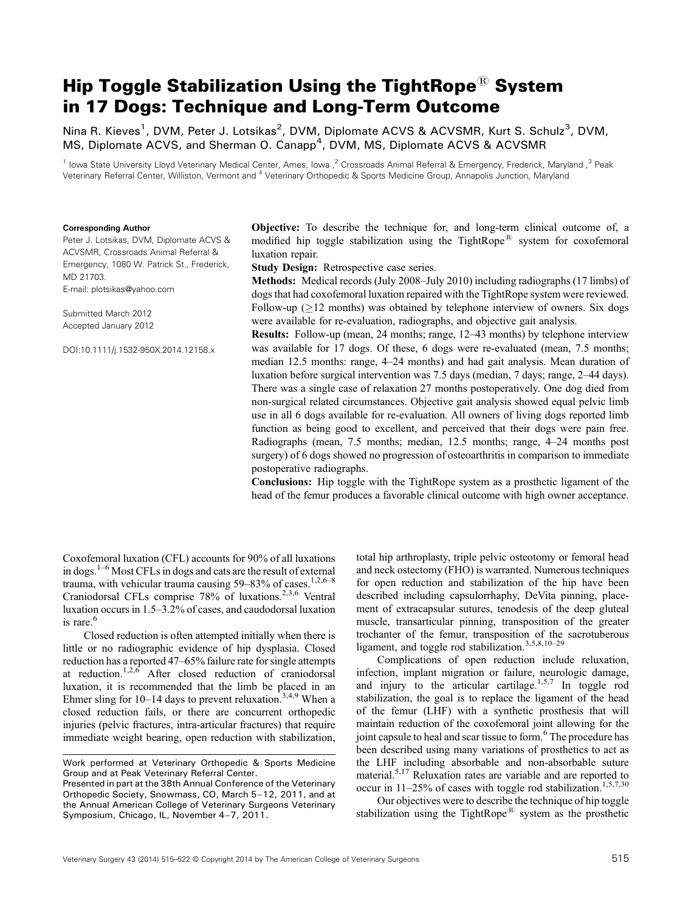# Hip Toggle Stabilization Using the TightRope® System in 17 Dogs: Technique and Long-Term Outcome

Nina R. Kieves[1], DVM, Peter J. Lotsikas[2], DVM, Diplomate ACVS & ACVSMR, Kurt S. Schulz[3], DVM, MS, Diplomate ACVS, and Sherman O. Canapp[4], DVM, MS, Diplomate ACVS & ACVSMR

[1] Iowa State University Lloyd Veterinary Medical Center, Ames, Iowa ,[2] Crossroads Animal Referral & Emergency, Frederick, Maryland ,[3] Peak Veterinary Referral Center, Williston, Vermont and [4] Veterinary Orthopedic & Sports Medicine Group, Annapolis Junction, Maryland

**Corresponding Author**
Peter J. Lotsikas, DVM, Diplomate ACVS & ACVSMR, Crossroads Animal Referral & Emergency, 1080 W. Patrick St., Frederick, MD 21703.
E-mail: plotsikas@yahoo.com

Submitted March 2012
Accepted January 2012

DOI:10.1111/j.1532-950X.2014.12158.x

**Objective:** To describe the technique for, and long-term clinical outcome of, a modified hip toggle stabilization using the TightRope® system for coxofemoral luxation repair.

**Study Design:** Retrospective case series.

**Methods:** Medical records (July 2008–July 2010) including radiographs (17 limbs) of dogs that had coxofemoral luxation repaired with the TightRope system were reviewed. Follow-up (≥12 months) was obtained by telephone interview of owners. Six dogs were available for re-evaluation, radiographs, and objective gait analysis.

**Results:** Follow-up (mean, 24 months; range, 12–43 months) by telephone interview was available for 17 dogs. Of these, 6 dogs were re-evaluated (mean, 7.5 months; median 12.5 months: range, 4–24 months) and had gait analysis. Mean duration of luxation before surgical intervention was 7.5 days (median, 7 days; range, 2–44 days). There was a single case of relaxation 27 months postoperatively. One dog died from non-surgical related circumstances. Objective gait analysis showed equal pelvic limb use in all 6 dogs available for re-evaluation. All owners of living dogs reported limb function as being good to excellent, and perceived that their dogs were pain free. Radiographs (mean, 7.5 months; median, 12.5 months; range, 4–24 months post surgery) of 6 dogs showed no progression of osteoarthritis in comparison to immediate postoperative radiographs.

**Conclusions:** Hip toggle with the TightRope system as a prosthetic ligament of the head of the femur produces a favorable clinical outcome with high owner acceptance.

Coxofemoral luxation (CFL) accounts for 90% of all luxations in dogs.[1–6] Most CFLs in dogs and cats are the result of external trauma, with vehicular trauma causing 59–83% of cases.[1,2,6–8] Craniodorsal CFLs comprise 78% of luxations.[2,3,6] Ventral luxation occurs in 1.5–3.2% of cases, and caudodorsal luxation is rare.[6]

Closed reduction is often attempted initially when there is little or no radiographic evidence of hip dysplasia. Closed reduction has a reported 47–65% failure rate for single attempts at reduction.[1,2,6] After closed reduction of craniodorsal luxation, it is recommended that the limb be placed in an Ehmer sling for 10–14 days to prevent relaxation.[3,4,9] When a closed reduction fails, or there are concurrent orthopedic injuries (pelvic fractures, intra-articular fractures) that require immediate weight bearing, open reduction with stabilization, total hip arthroplasty, triple pelvic osteotomy or femoral head and neck ostectomy (FHO) is warranted. Numerous techniques for open reduction and stabilization of the hip have been described including capsulorrhaphy, DeVita pinning, placement of extracapsular sutures, tenodesis of the deep gluteal muscle, transarticular pinning, transposition of the greater trochanter of the femur, transposition of the sacrotuberous ligament, and toggle rod stabilization.[3,5,8,10–29]

Complications of open reduction include relaxation, infection, implant migration or failure, neurologic damage, and injury to the articular cartilage.[1,5,7] In toggle rod stabilization, the goal is to replace the ligament of the head of the femur (LHF) with a synthetic prosthesis that will maintain reduction of the coxofemoral joint allowing for the joint capsule to heal and scar tissue to form.[6] The procedure has been described using many variations of prosthetics to act as the LHF including absorbable and non-absorbable suture material.[5,17] Relaxation rates are variable and are reported to occur in 11–25% of cases with toggle rod stabilization.[1,5,7,30]

Our objectives were to describe the technique of hip toggle stabilization using the TightRope® system as the prosthetic

Work performed at Veterinary Orthopedic & Sports Medicine Group and at Peak Veterinary Referral Center.
Presented in part at the 38th Annual Conference of the Veterinary Orthopedic Society, Snowmass, CO, March 5–12, 2011, and at the Annual American College of Veterinary Surgeons Veterinary Symposium, Chicago, IL, November 4–7, 2011.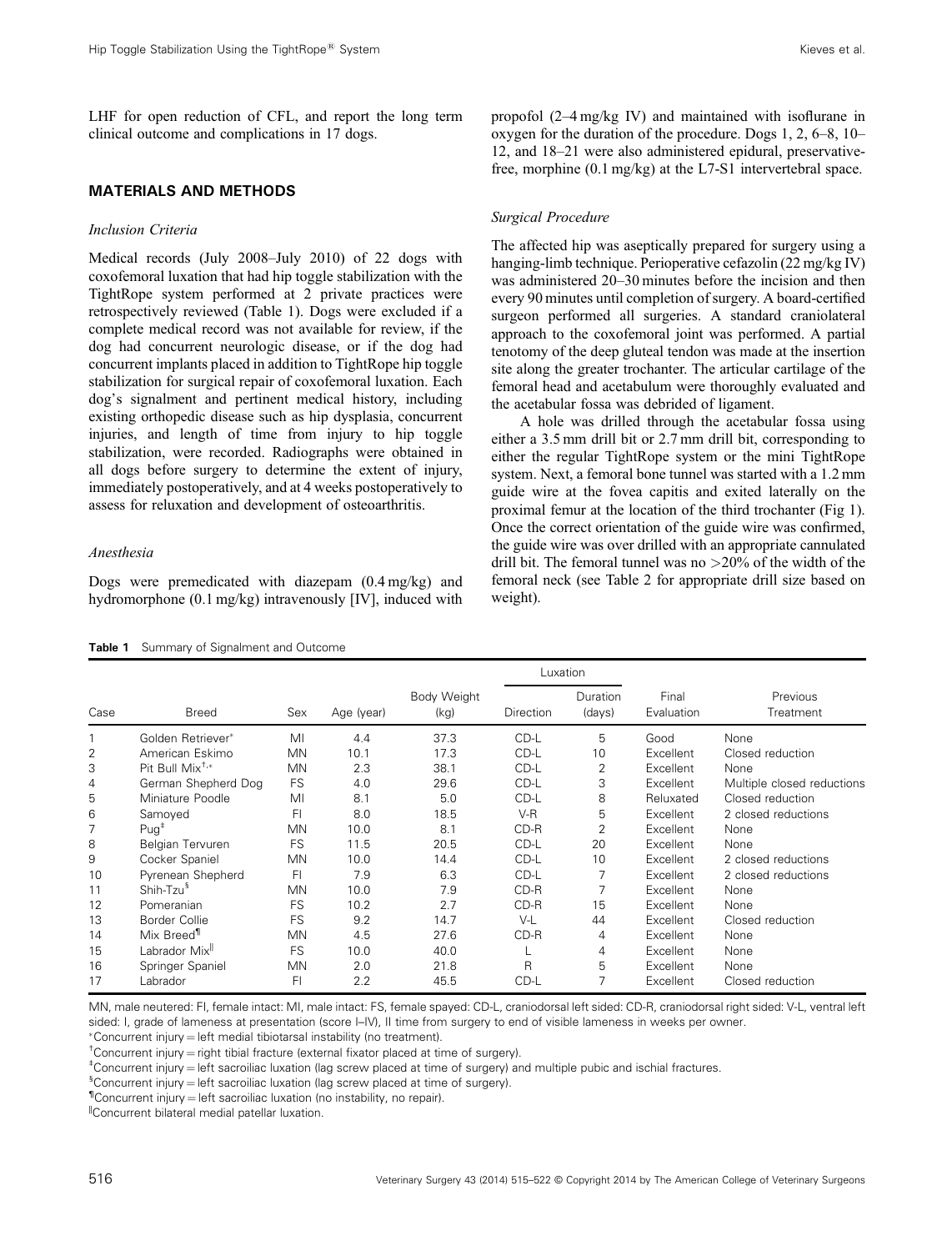LHF for open reduction of CFL, and report the long term clinical outcome and complications in 17 dogs.

## MATERIALS AND METHODS

### *Inclusion Criteria*

Medical records (July 2008–July 2010) of 22 dogs with coxofemoral luxation that had hip toggle stabilization with the TightRope system performed at 2 private practices were retrospectively reviewed (Table 1). Dogs were excluded if a complete medical record was not available for review, if the dog had concurrent neurologic disease, or if the dog had concurrent implants placed in addition to TightRope hip toggle stabilization for surgical repair of coxofemoral luxation. Each dog's signalment and pertinent medical history, including existing orthopedic disease such as hip dysplasia, concurrent injuries, and length of time from injury to hip toggle stabilization, were recorded. Radiographs were obtained in all dogs before surgery to determine the extent of injury, immediately postoperatively, and at 4 weeks postoperatively to assess for reluxation and development of osteoarthritis.

### *Anesthesia*

Dogs were premedicated with diazepam (0.4 mg/kg) and hydromorphone (0.1 mg/kg) intravenously [IV], induced with propofol (2–4 mg/kg IV) and maintained with isoflurane in oxygen for the duration of the procedure. Dogs 1, 2, 6–8, 10–12, and 18–21 were also administered epidural, preservative-free, morphine (0.1 mg/kg) at the L7-S1 intervertebral space.

### *Surgical Procedure*

The affected hip was aseptically prepared for surgery using a hanging-limb technique. Perioperative cefazolin (22 mg/kg IV) was administered 20–30 minutes before the incision and then every 90 minutes until completion of surgery. A board-certified surgeon performed all surgeries. A standard craniolateral approach to the coxofemoral joint was performed. A partial tenotomy of the deep gluteal tendon was made at the insertion site along the greater trochanter. The articular cartilage of the femoral head and acetabulum were thoroughly evaluated and the acetabular fossa was debrided of ligament.

A hole was drilled through the acetabular fossa using either a 3.5 mm drill bit or 2.7 mm drill bit, corresponding to either the regular TightRope system or the mini TightRope system. Next, a femoral bone tunnel was started with a 1.2 mm guide wire at the fovea capitis and exited laterally on the proximal femur at the location of the third trochanter (Fig 1). Once the correct orientation of the guide wire was confirmed, the guide wire was over drilled with an appropriate cannulated drill bit. The femoral tunnel was no >20% of the width of the femoral neck (see Table 2 for appropriate drill size based on weight).

**Table 1** Summary of Signalment and Outcome

| Case | Breed | Sex | Age (year) | Body Weight (kg) | Luxation Direction | Luxation Duration (days) | Final Evaluation | Previous Treatment |
|---|---|---|---|---|---|---|---|---|
| 1 | Golden Retriever* | MI | 4.4 | 37.3 | CD-L | 5 | Good | None |
| 2 | American Eskimo | MN | 10.1 | 17.3 | CD-L | 10 | Excellent | Closed reduction |
| 3 | Pit Bull Mix[†,*] | MN | 2.3 | 38.1 | CD-L | 2 | Excellent | None |
| 4 | German Shepherd Dog | FS | 4.0 | 29.6 | CD-L | 3 | Excellent | Multiple closed reductions |
| 5 | Miniature Poodle | MI | 8.1 | 5.0 | CD-L | 8 | Reluxated | Closed reduction |
| 6 | Samoyed | FI | 8.0 | 18.5 | V-R | 5 | Excellent | 2 closed reductions |
| 7 | Pug[‡] | MN | 10.0 | 8.1 | CD-R | 2 | Excellent | None |
| 8 | Belgian Tervuren | FS | 11.5 | 20.5 | CD-L | 20 | Excellent | None |
| 9 | Cocker Spaniel | MN | 10.0 | 14.4 | CD-L | 10 | Excellent | 2 closed reductions |
| 10 | Pyrenean Shepherd | FI | 7.9 | 6.3 | CD-L | 7 | Excellent | 2 closed reductions |
| 11 | Shih-Tzu[§] | MN | 10.0 | 7.9 | CD-R | 7 | Excellent | None |
| 12 | Pomeranian | FS | 10.2 | 2.7 | CD-R | 15 | Excellent | None |
| 13 | Border Collie | FS | 9.2 | 14.7 | V-L | 44 | Excellent | Closed reduction |
| 14 | Mix Breed[¶] | MN | 4.5 | 27.6 | CD-R | 4 | Excellent | None |
| 15 | Labrador Mix[‖] | FS | 10.0 | 40.0 | L | 4 | Excellent | None |
| 16 | Springer Spaniel | MN | 2.0 | 21.8 | R | 5 | Excellent | None |
| 17 | Labrador | FI | 2.2 | 45.5 | CD-L | 7 | Excellent | Closed reduction |

MN, male neutered: FI, female intact: MI, male intact: FS, female spayed: CD-L, craniodorsal left sided: CD-R, craniodorsal right sided: V-L, ventral left sided: I, grade of lameness at presentation (score I–IV), II time from surgery to end of visible lameness in weeks per owner.

*Concurrent injury = left medial tibiotarsal instability (no treatment).

†Concurrent injury = right tibial fracture (external fixator placed at time of surgery).

‡Concurrent injury = left sacroiliac luxation (lag screw placed at time of surgery) and multiple pubic and ischial fractures.

§Concurrent injury = left sacroiliac luxation (lag screw placed at time of surgery).

¶Concurrent injury = left sacroiliac luxation (no instability, no repair).

‖Concurrent bilateral medial patellar luxation.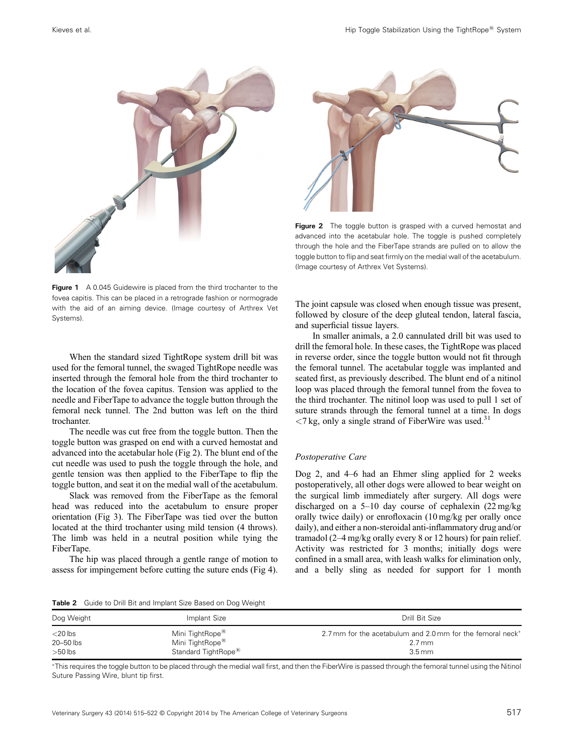Figure 1 A 0.045 Guidewire is placed from the third trochanter to the fovea capitis. This can be placed in a retrograde fashion or normograde with the aid of an aiming device. (Image courtesy of Arthrex Vet Systems).

Figure 2 The toggle button is grasped with a curved hemostat and advanced into the acetabular hole. The toggle is pushed completely through the hole and the FiberTape strands are pulled on to allow the toggle button to flip and seat firmly on the medial wall of the acetabulum. (Image courtesy of Arthrex Vet Systems).

When the standard sized TightRope system drill bit was used for the femoral tunnel, the swaged TightRope needle was inserted through the femoral hole from the third trochanter to the location of the fovea capitus. Tension was applied to the needle and FiberTape to advance the toggle button through the femoral neck tunnel. The 2nd button was left on the third trochanter.

The needle was cut free from the toggle button. Then the toggle button was grasped on end with a curved hemostat and advanced into the acetabular hole (Fig 2). The blunt end of the cut needle was used to push the toggle through the hole, and gentle tension was then applied to the FiberTape to flip the toggle button, and seat it on the medial wall of the acetabulum.

Slack was removed from the FiberTape as the femoral head was reduced into the acetabulum to ensure proper orientation (Fig 3). The FiberTape was tied over the button located at the third trochanter using mild tension (4 throws). The limb was held in a neutral position while tying the FiberTape.

The hip was placed through a gentle range of motion to assess for impingement before cutting the suture ends (Fig 4). The joint capsule was closed when enough tissue was present, followed by closure of the deep gluteal tendon, lateral fascia, and superficial tissue layers.

In smaller animals, a 2.0 cannulated drill bit was used to drill the femoral hole. In these cases, the TightRope was placed in reverse order, since the toggle button would not fit through the femoral tunnel. The acetabular toggle was implanted and seated first, as previously described. The blunt end of a nitinol loop was placed through the femoral tunnel from the fovea to the third trochanter. The nitinol loop was used to pull 1 set of suture strands through the femoral tunnel at a time. In dogs <7 kg, only a single strand of FiberWire was used.[31]

### *Postoperative Care*

Dog 2, and 4–6 had an Ehmer sling applied for 2 weeks postoperatively, all other dogs were allowed to bear weight on the surgical limb immediately after surgery. All dogs were discharged on a 5–10 day course of cephalexin (22 mg/kg orally twice daily) or enrofloxacin (10 mg/kg per orally once daily), and either a non-steroidal anti-inflammatory drug and/or tramadol (2–4 mg/kg orally every 8 or 12 hours) for pain relief. Activity was restricted for 3 months; initially dogs were confined in a small area, with leash walks for elimination only, and a belly sling as needed for support for 1 month

**Table 2** Guide to Drill Bit and Implant Size Based on Dog Weight

| Dog Weight | Implant Size | Drill Bit Size |
|---|---|---|
| <20 lbs | Mini TightRope® | 2.7 mm for the acetabulum and 2.0 mm for the femoral neck* |
| 20–50 lbs | Mini TightRope® | 2.7 mm |
| >50 lbs | Standard TightRope® | 3.5 mm |

*This requires the toggle button to be placed through the medial wall first, and then the FiberWire is passed through the femoral tunnel using the Nitinol Suture Passing Wire, blunt tip first.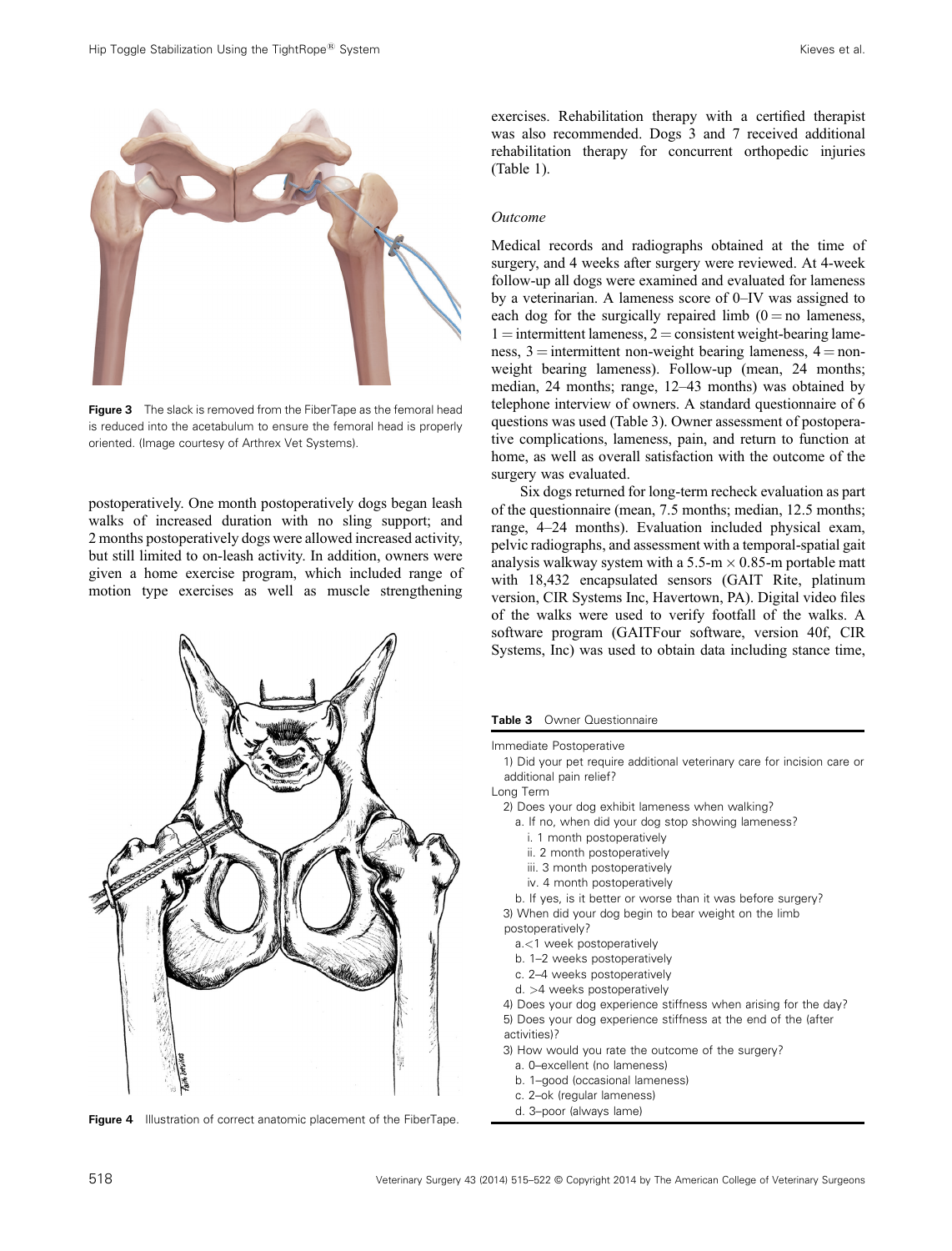Figure 3 The slack is removed from the FiberTape as the femoral head is reduced into the acetabulum to ensure the femoral head is properly oriented. (Image courtesy of Arthrex Vet Systems).

postoperatively. One month postoperatively dogs began leash walks of increased duration with no sling support; and 2 months postoperatively dogs were allowed increased activity, but still limited to on-leash activity. In addition, owners were given a home exercise program, which included range of motion type exercises as well as muscle strengthening exercises. Rehabilitation therapy with a certified therapist was also recommended. Dogs 3 and 7 received additional rehabilitation therapy for concurrent orthopedic injuries (Table 1).

Figure 4 Illustration of correct anatomic placement of the FiberTape.

### *Outcome*

Medical records and radiographs obtained at the time of surgery, and 4 weeks after surgery were reviewed. At 4-week follow-up all dogs were examined and evaluated for lameness by a veterinarian. A lameness score of 0–IV was assigned to each dog for the surgically repaired limb (0 = no lameness, 1 = intermittent lameness, 2 = consistent weight-bearing lameness, 3 = intermittent non-weight bearing lameness, 4 = non-weight bearing lameness). Follow-up (mean, 24 months; median, 24 months; range, 12–43 months) was obtained by telephone interview of owners. A standard questionnaire of 6 questions was used (Table 3). Owner assessment of postoperative complications, lameness, pain, and return to function at home, as well as overall satisfaction with the outcome of the surgery was evaluated.

Six dogs returned for long-term recheck evaluation as part of the questionnaire (mean, 7.5 months; median, 12.5 months; range, 4–24 months). Evaluation included physical exam, pelvic radiographs, and assessment with a temporal-spatial gait analysis walkway system with a 5.5-m × 0.85-m portable matt with 18,432 encapsulated sensors (GAIT Rite, platinum version, CIR Systems Inc, Havertown, PA). Digital video files of the walks were used to verify footfall of the walks. A software program (GAITFour software, version 40f, CIR Systems, Inc) was used to obtain data including stance time,

**Table 3** Owner Questionnaire

Immediate Postoperative
- 1) Did your pet require additional veterinary care for incision care or additional pain relief?

Long Term
- 2) Does your dog exhibit lameness when walking?
  - a. If no, when did your dog stop showing lameness?
    - i. 1 month postoperatively
    - ii. 2 month postoperatively
    - iii. 3 month postoperatively
    - iv. 4 month postoperatively
  - b. If yes, is it better or worse than it was before surgery?
- 3) When did your dog begin to bear weight on the limb postoperatively?
  - a. <1 week postoperatively
  - b. 1–2 weeks postoperatively
  - c. 2–4 weeks postoperatively
  - d. >4 weeks postoperatively
- 4) Does your dog experience stiffness when arising for the day?
- 5) Does your dog experience stiffness at the end of the (after activities)?
- 3) How would you rate the outcome of the surgery?
  - a. 0–excellent (no lameness)
  - b. 1–good (occasional lameness)
  - c. 2–ok (regular lameness)
  - d. 3–poor (always lame)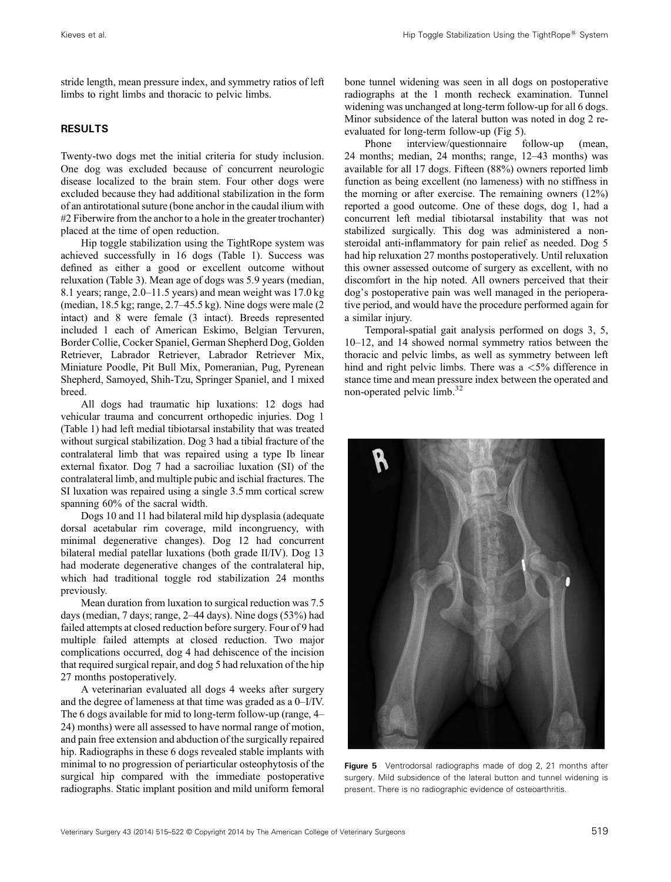stride length, mean pressure index, and symmetry ratios of left limbs to right limbs and thoracic to pelvic limbs.

## RESULTS

Twenty-two dogs met the initial criteria for study inclusion. One dog was excluded because of concurrent neurologic disease localized to the brain stem. Four other dogs were excluded because they had additional stabilization in the form of an antirotational suture (bone anchor in the caudal ilium with #2 Fiberwire from the anchor to a hole in the greater trochanter) placed at the time of open reduction.

Hip toggle stabilization using the TightRope system was achieved successfully in 16 dogs (Table 1). Success was defined as either a good or excellent outcome without reluxation (Table 3). Mean age of dogs was 5.9 years (median, 8.1 years; range, 2.0–11.5 years) and mean weight was 17.0 kg (median, 18.5 kg; range, 2.7–45.5 kg). Nine dogs were male (2 intact) and 8 were female (3 intact). Breeds represented included 1 each of American Eskimo, Belgian Tervuren, Border Collie, Cocker Spaniel, German Shepherd Dog, Golden Retriever, Labrador Retriever, Labrador Retriever Mix, Miniature Poodle, Pit Bull Mix, Pomeranian, Pug, Pyrenean Shepherd, Samoyed, Shih-Tzu, Springer Spaniel, and 1 mixed breed.

All dogs had traumatic hip luxations: 12 dogs had vehicular trauma and concurrent orthopedic injuries. Dog 1 (Table 1) had left medial tibiotarsal instability that was treated without surgical stabilization. Dog 3 had a tibial fracture of the contralateral limb that was repaired using a type Ib linear external fixator. Dog 7 had a sacroiliac luxation (SI) of the contralateral limb, and multiple pubic and ischial fractures. The SI luxation was repaired using a single 3.5 mm cortical screw spanning 60% of the sacral width.

Dogs 10 and 11 had bilateral mild hip dysplasia (adequate dorsal acetabular rim coverage, mild incongruency, with minimal degenerative changes). Dog 12 had concurrent bilateral medial patellar luxations (both grade II/IV). Dog 13 had moderate degenerative changes of the contralateral hip, which had traditional toggle rod stabilization 24 months previously.

Mean duration from luxation to surgical reduction was 7.5 days (median, 7 days; range, 2–44 days). Nine dogs (53%) had failed attempts at closed reduction before surgery. Four of 9 had multiple failed attempts at closed reduction. Two major complications occurred, dog 4 had dehiscence of the incision that required surgical repair, and dog 5 had reluxation of the hip 27 months postoperatively.

A veterinarian evaluated all dogs 4 weeks after surgery and the degree of lameness at that time was graded as a 0–I/IV. The 6 dogs available for mid to long-term follow-up (range, 4–24) months) were all assessed to have normal range of motion, and pain free extension and abduction of the surgically repaired hip. Radiographs in these 6 dogs revealed stable implants with minimal to no progression of periarticular osteophytosis of the surgical hip compared with the immediate postoperative radiographs. Static implant position and mild uniform femoral bone tunnel widening was seen in all dogs on postoperative radiographs at the 1 month recheck examination. Tunnel widening was unchanged at long-term follow-up for all 6 dogs. Minor subsidence of the lateral button was noted in dog 2 re-evaluated for long-term follow-up (Fig 5).

Phone interview/questionnaire follow-up (mean, 24 months; median, 24 months; range, 12–43 months) was available for all 17 dogs. Fifteen (88%) owners reported limb function as being excellent (no lameness) with no stiffness in the morning or after exercise. The remaining owners (12%) reported a good outcome. One of these dogs, dog 1, had a concurrent left medial tibiotarsal instability that was not stabilized surgically. This dog was administered a non-steroidal anti-inflammatory for pain relief as needed. Dog 5 had hip reluxation 27 months postoperatively. Until reluxation this owner assessed outcome of surgery as excellent, with no discomfort in the hip noted. All owners perceived that their dog's postoperative pain was well managed in the perioperative period, and would have the procedure performed again for a similar injury.

Temporal-spatial gait analysis performed on dogs 3, 5, 10–12, and 14 showed normal symmetry ratios between the thoracic and pelvic limbs, as well as symmetry between left hind and right pelvic limbs. There was a <5% difference in stance time and mean pressure index between the operated and non-operated pelvic limb.[32]

**Figure 5** Ventrodorsal radiographs made of dog 2, 21 months after surgery. Mild subsidence of the lateral button and tunnel widening is present. There is no radiographic evidence of osteoarthritis.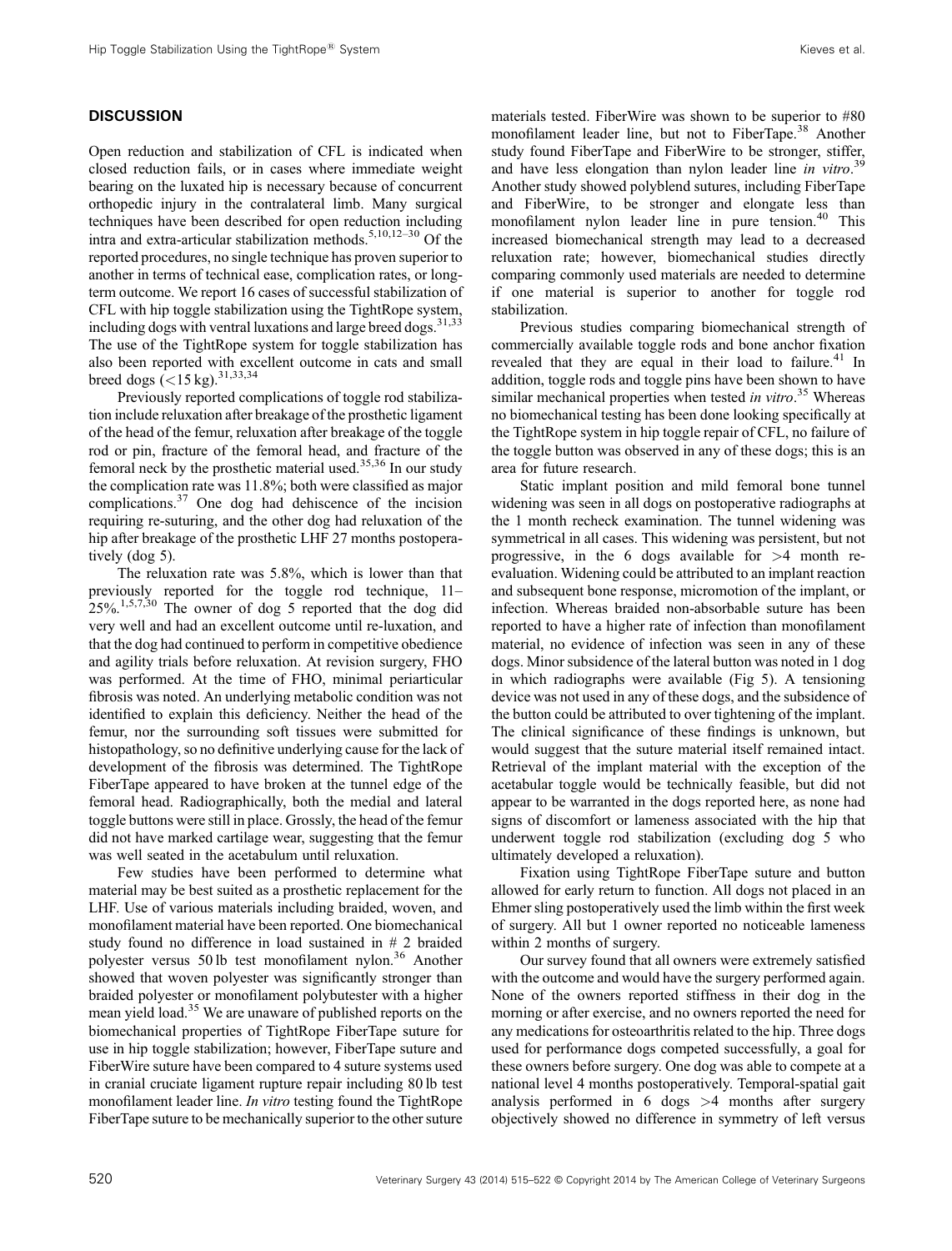## DISCUSSION

Open reduction and stabilization of CFL is indicated when closed reduction fails, or in cases where immediate weight bearing on the luxated hip is necessary because of concurrent orthopedic injury in the contralateral limb. Many surgical techniques have been described for open reduction including intra and extra-articular stabilization methods.[5,10,12–30] Of the reported procedures, no single technique has proven superior to another in terms of technical ease, complication rates, or long-term outcome. We report 16 cases of successful stabilization of CFL with hip toggle stabilization using the TightRope system, including dogs with ventral luxations and large breed dogs.[31,33] The use of the TightRope system for toggle stabilization has also been reported with excellent outcome in cats and small breed dogs (<15 kg).[31,33,34]

Previously reported complications of toggle rod stabilization include relaxation after breakage of the prosthetic ligament of the head of the femur, relaxation after breakage of the toggle rod or pin, fracture of the femoral head, and fracture of the femoral neck by the prosthetic material used.[35,36] In our study the complication rate was 11.8%; both were classified as major complications.[37] One dog had dehiscence of the incision requiring re-suturing, and the other dog had relaxation of the hip after breakage of the prosthetic LHF 27 months postoperatively (dog 5).

The reluxation rate was 5.8%, which is lower than that previously reported for the toggle rod technique, 11–25%.[1,5,7,30] The owner of dog 5 reported that the dog did very well and had an excellent outcome until re-luxation, and that the dog had continued to perform in competitive obedience and agility trials before reluxation. At revision surgery, FHO was performed. At the time of FHO, minimal periarticular fibrosis was noted. An underlying metabolic condition was not identified to explain this deficiency. Neither the head of the femur, nor the surrounding soft tissues were submitted for histopathology, so no definitive underlying cause for the lack of development of the fibrosis was determined. The TightRope FiberTape appeared to have broken at the tunnel edge of the femoral head. Radiographically, both the medial and lateral toggle buttons were still in place. Grossly, the head of the femur did not have marked cartilage wear, suggesting that the femur was well seated in the acetabulum until relaxation.

Few studies have been performed to determine what material may be best suited as a prosthetic replacement for the LHF. Use of various materials including braided, woven, and monofilament material have been reported. One biomechanical study found no difference in load sustained in # 2 braided polyester versus 50 lb test monofilament nylon.[36] Another showed that woven polyester was significantly stronger than braided polyester or monofilament polybutester with a higher mean yield load.[35] We are unaware of published reports on the biomechanical properties of TightRope FiberTape suture for use in hip toggle stabilization; however, FiberTape suture and FiberWire suture have been compared to 4 suture systems used in cranial cruciate ligament rupture repair including 80 lb test monofilament leader line. *In vitro* testing found the TightRope FiberTape suture to be mechanically superior to the other suture materials tested. FiberWire was shown to be superior to #80 monofilament leader line, but not to FiberTape.[38] Another study found FiberTape and FiberWire to be stronger, stiffer, and have less elongation than nylon leader line *in vitro*.[39] Another study showed polyblend sutures, including FiberTape and FiberWire, to be stronger and elongate less than monofilament nylon leader line in pure tension.[40] This increased biomechanical strength may lead to a decreased reluxation rate; however, biomechanical studies directly comparing commonly used materials are needed to determine if one material is superior to another for toggle rod stabilization.

Previous studies comparing biomechanical strength of commercially available toggle rods and bone anchor fixation revealed that they are equal in their load to failure.[41] In addition, toggle rods and toggle pins have been shown to have similar mechanical properties when tested *in vitro*.[35] Whereas no biomechanical testing has been done looking specifically at the TightRope system in hip toggle repair of CFL, no failure of the toggle button was observed in any of these dogs; this is an area for future research.

Static implant position and mild femoral bone tunnel widening was seen in all dogs on postoperative radiographs at the 1 month recheck examination. The tunnel widening was symmetrical in all cases. This widening was persistent, but not progressive, in the 6 dogs available for >4 month re-evaluation. Widening could be attributed to an implant reaction and subsequent bone response, micromotion of the implant, or infection. Whereas braided non-absorbable suture has been reported to have a higher rate of infection than monofilament material, no evidence of infection was seen in any of these dogs. Minor subsidence of the lateral button was noted in 1 dog in which radiographs were available (Fig 5). A tensioning device was not used in any of these dogs, and the subsidence of the button could be attributed to over tightening of the implant. The clinical significance of these findings is unknown, but would suggest that the suture material itself remained intact. Retrieval of the implant material with the exception of the acetabular toggle would be technically feasible, but did not appear to be warranted in the dogs reported here, as none had signs of discomfort or lameness associated with the hip that underwent toggle rod stabilization (excluding dog 5 who ultimately developed a reluxation).

Fixation using TightRope FiberTape suture and button allowed for early return to function. All dogs not placed in an Ehmer sling postoperatively used the limb within the first week of surgery. All but 1 owner reported no noticeable lameness within 2 months of surgery.

Our survey found that all owners were extremely satisfied with the outcome and would have the surgery performed again. None of the owners reported stiffness in their dog in the morning or after exercise, and no owners reported the need for any medications for osteoarthritis related to the hip. Three dogs used for performance dogs competed successfully, a goal for these owners before surgery. One dog was able to compete at a national level 4 months postoperatively. Temporal-spatial gait analysis performed in 6 dogs >4 months after surgery objectively showed no difference in symmetry of left versus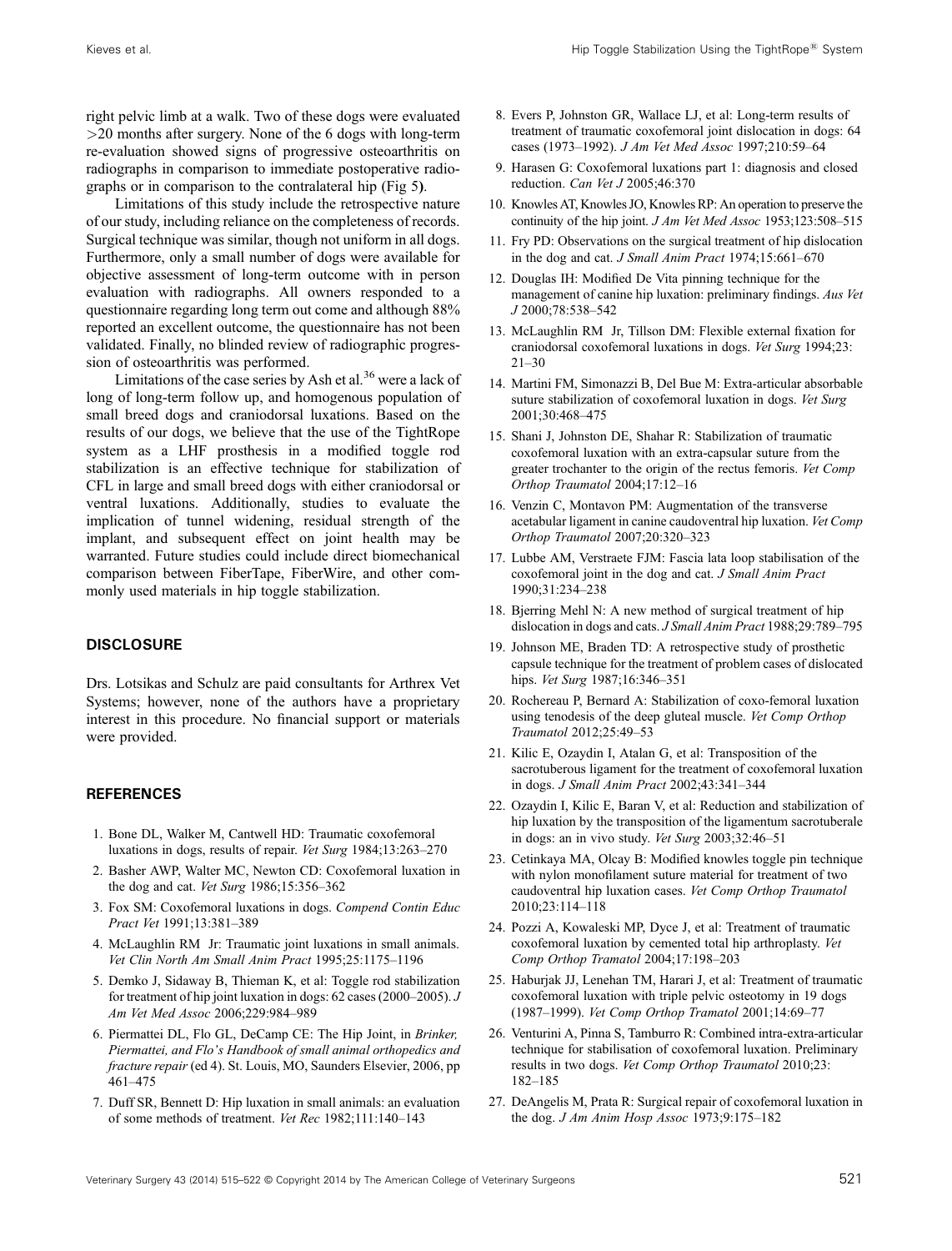right pelvic limb at a walk. Two of these dogs were evaluated >20 months after surgery. None of the 6 dogs with long-term re-evaluation showed signs of progressive osteoarthritis on radiographs in comparison to immediate postoperative radiographs or in comparison to the contralateral hip (Fig 5**)**.

Limitations of this study include the retrospective nature of our study, including reliance on the completeness of records. Surgical technique was similar, though not uniform in all dogs. Furthermore, only a small number of dogs were available for objective assessment of long-term outcome with in person evaluation with radiographs. All owners responded to a questionnaire regarding long term out come and although 88% reported an excellent outcome, the questionnaire has not been validated. Finally, no blinded review of radiographic progression of osteoarthritis was performed.

Limitations of the case series by Ash et al.[36] were a lack of long of long-term follow up, and homogenous population of small breed dogs and craniodorsal luxations. Based on the results of our dogs, we believe that the use of the TightRope system as a LHF prosthesis in a modified toggle rod stabilization is an effective technique for stabilization of CFL in large and small breed dogs with either craniodorsal or ventral luxations. Additionally, studies to evaluate the implication of tunnel widening, residual strength of the implant, and subsequent effect on joint health may be warranted. Future studies could include direct biomechanical comparison between FiberTape, FiberWire, and other commonly used materials in hip toggle stabilization.

## DISCLOSURE

Drs. Lotsikas and Schulz are paid consultants for Arthrex Vet Systems; however, none of the authors have a proprietary interest in this procedure. No financial support or materials were provided.

## REFERENCES

1. Bone DL, Walker M, Cantwell HD: Traumatic coxofemoral luxations in dogs, results of repair. *Vet Surg* 1984;13:263–270
2. Basher AWP, Walter MC, Newton CD: Coxofemoral luxation in the dog and cat. *Vet Surg* 1986;15:356–362
3. Fox SM: Coxofemoral luxations in dogs. *Compend Contin Educ Pract Vet* 1991;13:381–389
4. McLaughlin RM Jr: Traumatic joint luxations in small animals. *Vet Clin North Am Small Anim Pract* 1995;25:1175–1196
5. Demko J, Sidaway B, Thieman K, et al: Toggle rod stabilization for treatment of hip joint luxation in dogs: 62 cases (2000–2005). *J Am Vet Med Assoc* 2006;229:984–989
6. Piermattei DL, Flo GL, DeCamp CE: The Hip Joint, in *Brinker, Piermattei, and Flo's Handbook of small animal orthopedics and fracture repair* (ed 4). St. Louis, MO, Saunders Elsevier, 2006, pp 461–475
7. Duff SR, Bennett D: Hip luxation in small animals: an evaluation of some methods of treatment. *Vet Rec* 1982;111:140–143
8. Evers P, Johnston GR, Wallace LJ, et al: Long-term results of treatment of traumatic coxofemoral joint dislocation in dogs: 64 cases (1973–1992). *J Am Vet Med Assoc* 1997;210:59–64
9. Harasen G: Coxofemoral luxations part 1: diagnosis and closed reduction. *Can Vet J* 2005;46:370
10. Knowles AT, Knowles JO, Knowles RP: An operation to preserve the continuity of the hip joint. *J Am Vet Med Assoc* 1953;123:508–515
11. Fry PD: Observations on the surgical treatment of hip dislocation in the dog and cat. *J Small Anim Pract* 1974;15:661–670
12. Douglas IH: Modified De Vita pinning technique for the management of canine hip luxation: preliminary findings. *Aus Vet J* 2000;78:538–542
13. McLaughlin RM Jr, Tillson DM: Flexible external fixation for craniodorsal coxofemoral luxations in dogs. *Vet Surg* 1994;23:21–30
14. Martini FM, Simonazzi B, Del Bue M: Extra-articular absorbable suture stabilization of coxofemoral luxation in dogs. *Vet Surg* 2001;30:468–475
15. Shani J, Johnston DE, Shahar R: Stabilization of traumatic coxofemoral luxation with an extra-capsular suture from the greater trochanter to the origin of the rectus femoris. *Vet Comp Orthop Traumatol* 2004;17:12–16
16. Venzin C, Montavon PM: Augmentation of the transverse acetabular ligament in canine caudoventral hip luxation. *Vet Comp Orthop Traumatol* 2007;20:320–323
17. Lubbe AM, Verstraete FJM: Fascia lata loop stabilisation of the coxofemoral joint in the dog and cat. *J Small Anim Pract* 1990;31:234–238
18. Bjerring Mehl N: A new method of surgical treatment of hip dislocation in dogs and cats. *J Small Anim Pract* 1988;29:789–795
19. Johnson ME, Braden TD: A retrospective study of prosthetic capsule technique for the treatment of problem cases of dislocated hips. *Vet Surg* 1987;16:346–351
20. Rochereau P, Bernard A: Stabilization of coxo-femoral luxation using tenodesis of the deep gluteal muscle. *Vet Comp Orthop Traumatol* 2012;25:49–53
21. Kilic E, Ozaydin I, Atalan G, et al: Transposition of the sacrotuberous ligament for the treatment of coxofemoral luxation in dogs. *J Small Anim Pract* 2002;43:341–344
22. Ozaydin I, Kilic E, Baran V, et al: Reduction and stabilization of hip luxation by the transposition of the ligamentum sacrotuberale in dogs: an in vivo study. *Vet Surg* 2003;32:46–51
23. Cetinkaya MA, Olcay B: Modified knowles toggle pin technique with nylon monofilament suture material for treatment of two caudoventral hip luxation cases. *Vet Comp Orthop Traumatol* 2010;23:114–118
24. Pozzi A, Kowaleski MP, Dyce J, et al: Treatment of traumatic coxofemoral luxation by cemented total hip arthroplasty. *Vet Comp Orthop Tramatol* 2004;17:198–203
25. Haburjak JJ, Lenehan TM, Harari J, et al: Treatment of traumatic coxofemoral luxation with triple pelvic osteotomy in 19 dogs (1987–1999). *Vet Comp Orthop Tramatol* 2001;14:69–77
26. Venturini A, Pinna S, Tamburro R: Combined intra-extra-articular technique for stabilisation of coxofemoral luxation. Preliminary results in two dogs. *Vet Comp Orthop Traumatol* 2010;23:182–185
27. DeAngelis M, Prata R: Surgical repair of coxofemoral luxation in the dog. *J Am Anim Hosp Assoc* 1973;9:175–182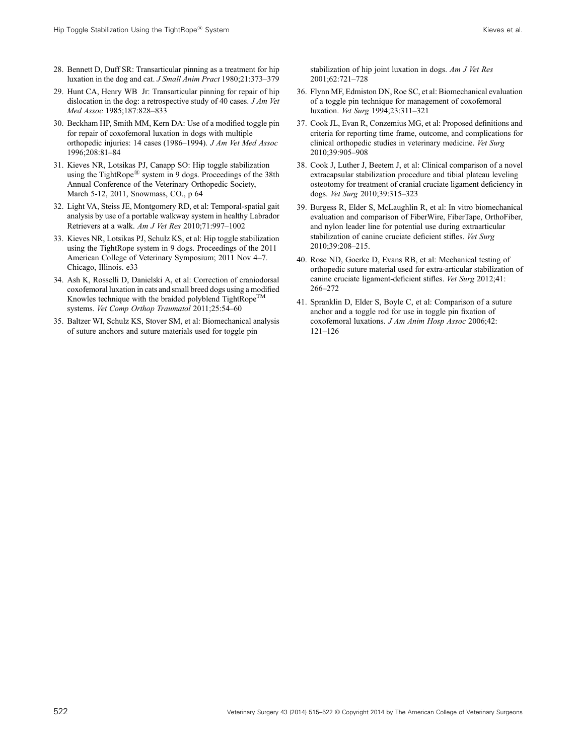28. Bennett D, Duff SR: Transarticular pinning as a treatment for hip luxation in the dog and cat. *J Small Anim Pract* 1980;21:373–379
29. Hunt CA, Henry WB Jr: Transarticular pinning for repair of hip dislocation in the dog: a retrospective study of 40 cases. *J Am Vet Med Assoc* 1985;187:828–833
30. Beckham HP, Smith MM, Kern DA: Use of a modified toggle pin for repair of coxofemoral luxation in dogs with multiple orthopedic injuries: 14 cases (1986–1994). *J Am Vet Med Assoc* 1996;208:81–84
31. Kieves NR, Lotsikas PJ, Canapp SO: Hip toggle stabilization using the TightRope® system in 9 dogs. Proceedings of the 38th Annual Conference of the Veterinary Orthopedic Society, March 5-12, 2011, Snowmass, CO., p 64
32. Light VA, Steiss JE, Montgomery RD, et al: Temporal-spatial gait analysis by use of a portable walkway system in healthy Labrador Retrievers at a walk. *Am J Vet Res* 2010;71:997–1002
33. Kieves NR, Lotsikas PJ, Schulz KS, et al: Hip toggle stabilization using the TightRope system in 9 dogs. Proceedings of the 2011 American College of Veterinary Symposium; 2011 Nov 4–7. Chicago, Illinois. e33
34. Ash K, Rosselli D, Danielski A, et al: Correction of craniodorsal coxofemoral luxation in cats and small breed dogs using a modified Knowles technique with the braided polyblend TightRope™ systems. *Vet Comp Orthop Traumatol* 2011;25:54–60
35. Baltzer WI, Schulz KS, Stover SM, et al: Biomechanical analysis of suture anchors and suture materials used for toggle pin stabilization of hip joint luxation in dogs. *Am J Vet Res* 2001;62:721–728
36. Flynn MF, Edmiston DN, Roe SC, et al: Biomechanical evaluation of a toggle pin technique for management of coxofemoral luxation. *Vet Surg* 1994;23:311–321
37. Cook JL, Evan R, Conzemius MG, et al: Proposed definitions and criteria for reporting time frame, outcome, and complications for clinical orthopedic studies in veterinary medicine. *Vet Surg* 2010;39:905–908
38. Cook J, Luther J, Beetem J, et al: Clinical comparison of a novel extracapsular stabilization procedure and tibial plateau leveling osteotomy for treatment of cranial cruciate ligament deficiency in dogs. *Vet Surg* 2010;39:315–323
39. Burgess R, Elder S, McLaughlin R, et al: In vitro biomechanical evaluation and comparison of FiberWire, FiberTape, OrthoFiber, and nylon leader line for potential use during extraarticular stabilization of canine cruciate deficient stifles. *Vet Surg* 2010;39:208–215.
40. Rose ND, Goerke D, Evans RB, et al: Mechanical testing of orthopedic suture material used for extra-articular stabilization of canine cruciate ligament-deficient stifles. *Vet Surg* 2012;41: 266–272
41. Spranklin D, Elder S, Boyle C, et al: Comparison of a suture anchor and a toggle rod for use in toggle pin fixation of coxofemoral luxations. *J Am Anim Hosp Assoc* 2006;42: 121–126